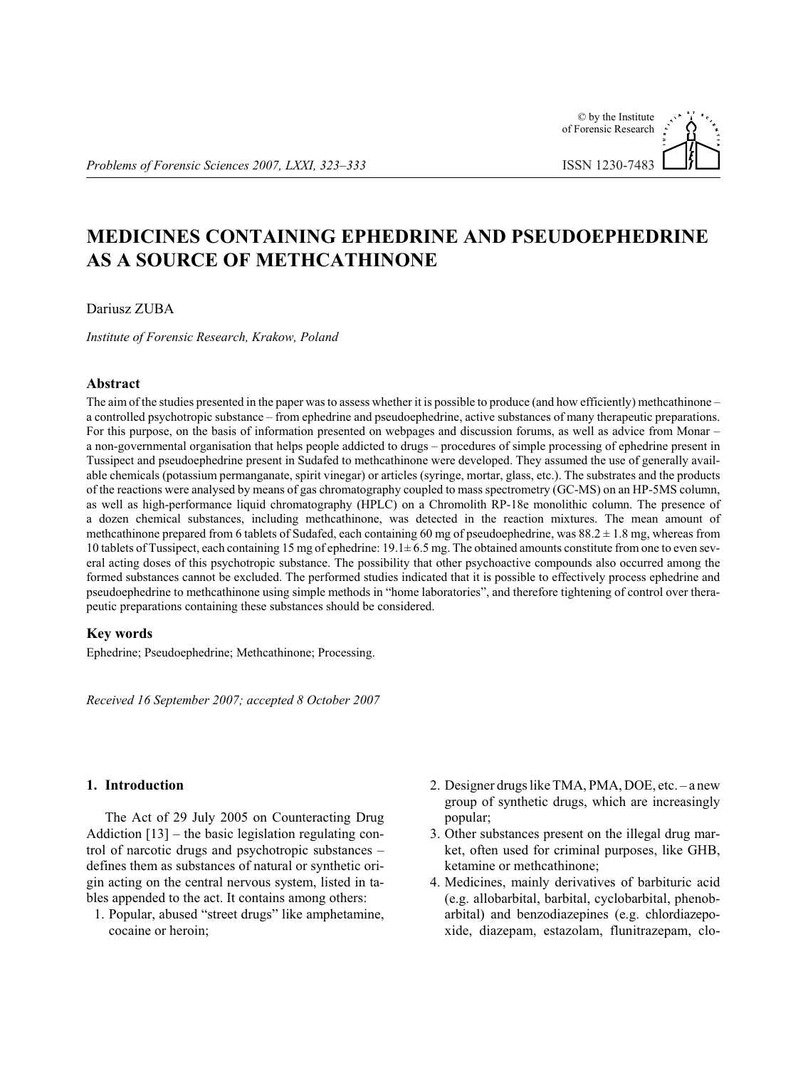# MEDICINES CONTAINING EPHEDRINE AND PSEUDOEPHEDRINE AS A SOURCE OF METHCATHINONE

Dariusz ZUBA

*Institute of Forensic Research, Krakow, Poland*

### Abstract

The aim of the studies presented in the paper was to assess whether it is possible to produce (and how efficiently) methcathinone – a controlled psychotropic substance – from ephedrine and pseudoephedrine, active substances of many therapeutic preparations. For this purpose, on the basis of information presented on webpages and discussion forums, as well as advice from Monar – a non-governmental organisation that helps people addicted to drugs – procedures of simple processing of ephedrine present in Tussipect and pseudoephedrine present in Sudafed to methcathinone were developed. They assumed the use of generally available chemicals (potassium permanganate, spirit vinegar) or articles (syringe, mortar, glass, etc.). The substrates and the products of the reactions were analysed by means of gas chromatography coupled to mass spectrometry (GC-MS) on an HP-5MS column, as well as high-performance liquid chromatography (HPLC) on a Chromolith RP-18e monolithic column. The presence of a dozen chemical substances, including methcathinone, was detected in the reaction mixtures. The mean amount of methcathinone prepared from 6 tablets of Sudafed, each containing 60 mg of pseudoephedrine, was 88.2 ± 1.8 mg, whereas from 10 tablets of Tussipect, each containing 15 mg of ephedrine: 19.1± 6.5 mg. The obtained amounts constitute from one to even several acting doses of this psychotropic substance. The possibility that other psychoactive compounds also occurred among the formed substances cannot be excluded. The performed studies indicated that it is possible to effectively process ephedrine and pseudoephedrine to methcathinone using simple methods in "home laboratories", and therefore tightening of control over therapeutic preparations containing these substances should be considered.

### Key words

Ephedrine; Pseudoephedrine; Methcathinone; Processing.

*Received 16 September 2007; accepted 8 October 2007*

## 1. Introduction

The Act of 29 July 2005 on Counteracting Drug Addiction [13] – the basic legislation regulating control of narcotic drugs and psychotropic substances – defines them as substances of natural or synthetic origin acting on the central nervous system, listed in tables appended to the act. It contains among others:

1. Popular, abused "street drugs" like amphetamine, cocaine or heroin;
2. Designer drugs like TMA, PMA, DOE, etc. – a new group of synthetic drugs, which are increasingly popular;
3. Other substances present on the illegal drug market, often used for criminal purposes, like GHB, ketamine or methcathinone;
4. Medicines, mainly derivatives of barbituric acid (e.g. allobarbital, barbital, cyclobarbital, phenobarbital) and benzodiazepines (e.g. chlordiazepoxide, diazepam, estazolam, flunitrazepam, clo-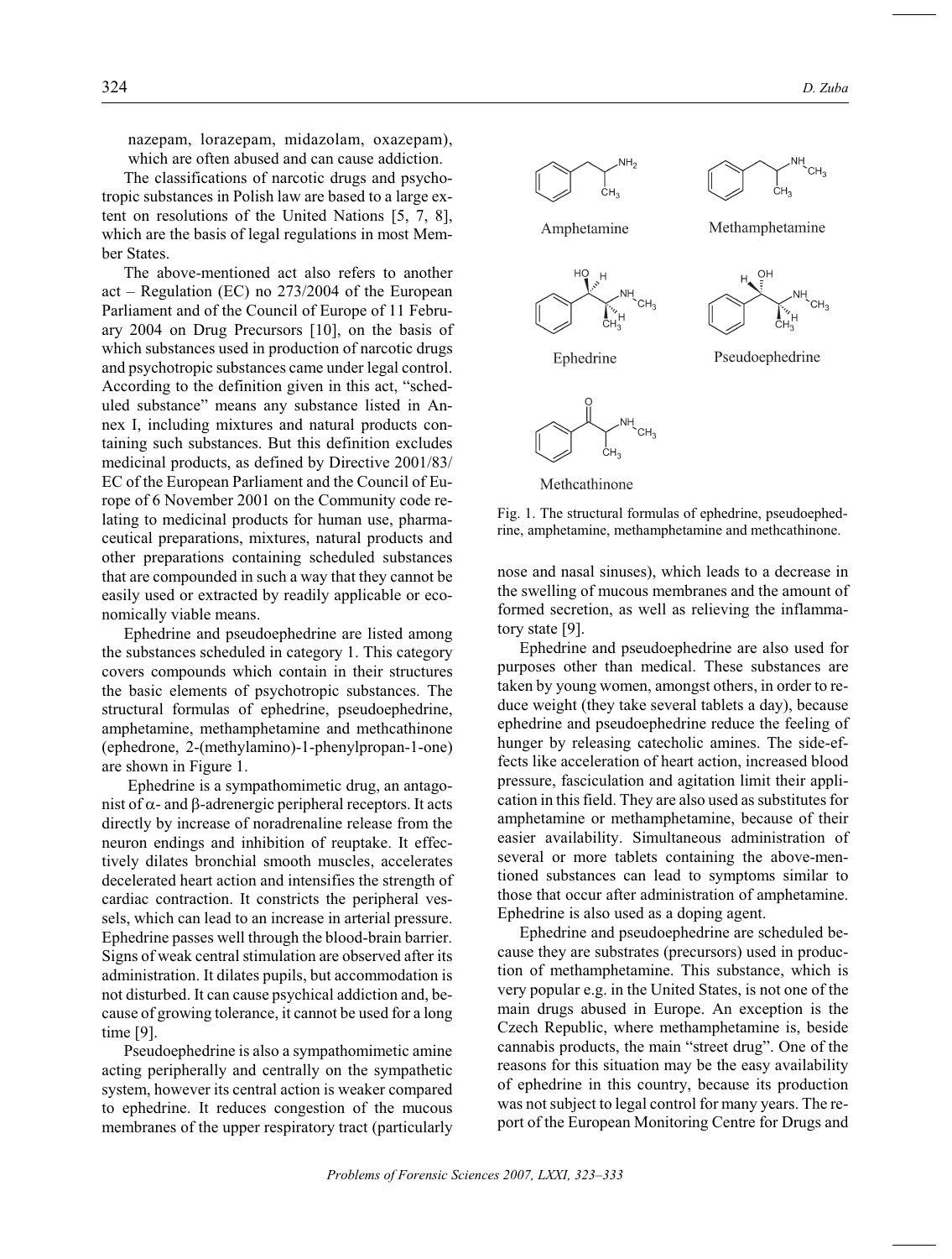nazepam, lorazepam, midazolam, oxazepam), which are often abused and can cause addiction.

The classifications of narcotic drugs and psychotropic substances in Polish law are based to a large extent on resolutions of the United Nations [5, 7, 8], which are the basis of legal regulations in most Member States.

The above-mentioned act also refers to another act – Regulation (EC) no 273/2004 of the European Parliament and of the Council of Europe of 11 February 2004 on Drug Precursors [10], on the basis of which substances used in production of narcotic drugs and psychotropic substances came under legal control. According to the definition given in this act, "scheduled substance" means any substance listed in Annex I, including mixtures and natural products containing such substances. But this definition excludes medicinal products, as defined by Directive 2001/83/EC of the European Parliament and the Council of Europe of 6 November 2001 on the Community code relating to medicinal products for human use, pharmaceutical preparations, mixtures, natural products and other preparations containing scheduled substances that are compounded in such a way that they cannot be easily used or extracted by readily applicable or economically viable means.

Ephedrine and pseudoephedrine are listed among the substances scheduled in category 1. This category covers compounds which contain in their structures the basic elements of psychotropic substances. The structural formulas of ephedrine, pseudoephedrine, amphetamine, methamphetamine and methcathinone (ephedrone, 2-(methylamino)-1-phenylpropan-1-one) are shown in Figure 1.

Fig. 1. The structural formulas of ephedrine, pseudoephedrine, amphetamine, methamphetamine and methcathinone.

Ephedrine is a sympathomimetic drug, an antagonist of α- and β-adrenergic peripheral receptors. It acts directly by increase of noradrenaline release from the neuron endings and inhibition of reuptake. It effectively dilates bronchial smooth muscles, accelerates decelerated heart action and intensifies the strength of cardiac contraction. It constricts the peripheral vessels, which can lead to an increase in arterial pressure. Ephedrine passes well through the blood-brain barrier. Signs of weak central stimulation are observed after its administration. It dilates pupils, but accommodation is not disturbed. It can cause psychical addiction and, because of growing tolerance, it cannot be used for a long time [9].

Pseudoephedrine is also a sympathomimetic amine acting peripherally and centrally on the sympathetic system, however its central action is weaker compared to ephedrine. It reduces congestion of the mucous membranes of the upper respiratory tract (particularly nose and nasal sinuses), which leads to a decrease in the swelling of mucous membranes and the amount of formed secretion, as well as relieving the inflammatory state [9].

Ephedrine and pseudoephedrine are also used for purposes other than medical. These substances are taken by young women, amongst others, in order to reduce weight (they take several tablets a day), because ephedrine and pseudoephedrine reduce the feeling of hunger by releasing catecholic amines. The side-effects like acceleration of heart action, increased blood pressure, fasciculation and agitation limit their application in this field. They are also used as substitutes for amphetamine or methamphetamine, because of their easier availability. Simultaneous administration of several or more tablets containing the above-mentioned substances can lead to symptoms similar to those that occur after administration of amphetamine. Ephedrine is also used as a doping agent.

Ephedrine and pseudoephedrine are scheduled because they are substrates (precursors) used in production of methamphetamine. This substance, which is very popular e.g. in the United States, is not one of the main drugs abused in Europe. An exception is the Czech Republic, where methamphetamine is, beside cannabis products, the main "street drug". One of the reasons for this situation may be the easy availability of ephedrine in this country, because its production was not subject to legal control for many years. The report of the European Monitoring Centre for Drugs and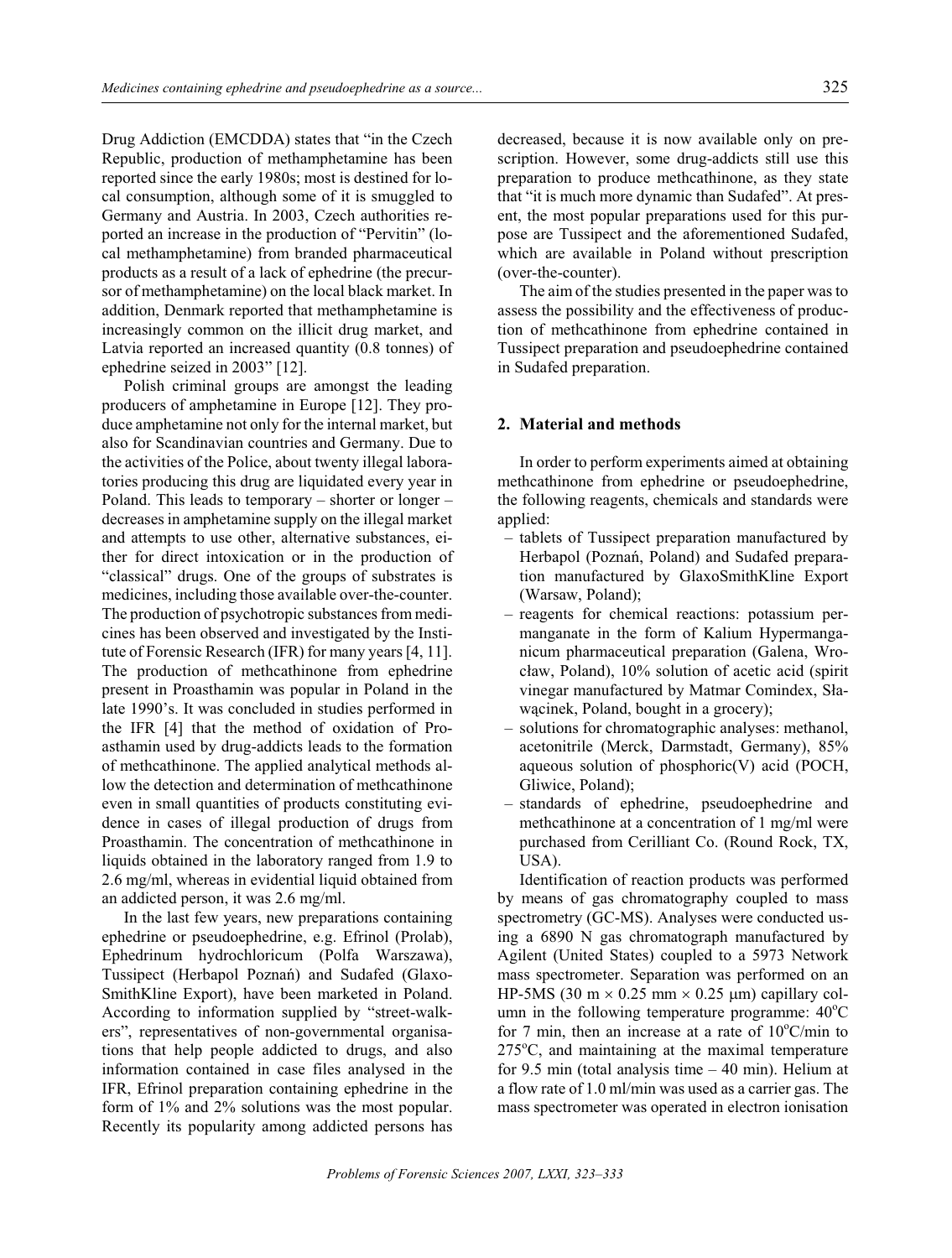Drug Addiction (EMCDDA) states that "in the Czech Republic, production of methamphetamine has been reported since the early 1980s; most is destined for local consumption, although some of it is smuggled to Germany and Austria. In 2003, Czech authorities reported an increase in the production of "Pervitin" (local methamphetamine) from branded pharmaceutical products as a result of a lack of ephedrine (the precursor of methamphetamine) on the local black market. In addition, Denmark reported that methamphetamine is increasingly common on the illicit drug market, and Latvia reported an increased quantity (0.8 tonnes) of ephedrine seized in 2003" [12].

Polish criminal groups are amongst the leading producers of amphetamine in Europe [12]. They produce amphetamine not only for the internal market, but also for Scandinavian countries and Germany. Due to the activities of the Police, about twenty illegal laboratories producing this drug are liquidated every year in Poland. This leads to temporary – shorter or longer – decreases in amphetamine supply on the illegal market and attempts to use other, alternative substances, either for direct intoxication or in the production of "classical" drugs. One of the groups of substrates is medicines, including those available over-the-counter. The production of psychotropic substances from medicines has been observed and investigated by the Institute of Forensic Research (IFR) for many years [4, 11]. The production of methcathinone from ephedrine present in Proasthamin was popular in Poland in the late 1990's. It was concluded in studies performed in the IFR [4] that the method of oxidation of Proasthamin used by drug-addicts leads to the formation of methcathinone. The applied analytical methods allow the detection and determination of methcathinone even in small quantities of products constituting evidence in cases of illegal production of drugs from Proasthamin. The concentration of methcathinone in liquids obtained in the laboratory ranged from 1.9 to 2.6 mg/ml, whereas in evidential liquid obtained from an addicted person, it was 2.6 mg/ml.

In the last few years, new preparations containing ephedrine or pseudoephedrine, e.g. Efrinol (Prolab), Ephedrinum hydrochloricum (Polfa Warszawa), Tussipect (Herbapol Poznań) and Sudafed (GlaxoSmithKline Export), have been marketed in Poland. According to information supplied by "street-walkers", representatives of non-governmental organisations that help people addicted to drugs, and also information contained in case files analysed in the IFR, Efrinol preparation containing ephedrine in the form of 1% and 2% solutions was the most popular. Recently its popularity among addicted persons has decreased, because it is now available only on prescription. However, some drug-addicts still use this preparation to produce methcathinone, as they state that "it is much more dynamic than Sudafed". At present, the most popular preparations used for this purpose are Tussipect and the aforementioned Sudafed, which are available in Poland without prescription (over-the-counter).

The aim of the studies presented in the paper was to assess the possibility and the effectiveness of production of methcathinone from ephedrine contained in Tussipect preparation and pseudoephedrine contained in Sudafed preparation.

## 2. Material and methods

In order to perform experiments aimed at obtaining methcathinone from ephedrine or pseudoephedrine, the following reagents, chemicals and standards were applied:

- tablets of Tussipect preparation manufactured by Herbapol (Poznań, Poland) and Sudafed preparation manufactured by GlaxoSmithKline Export (Warsaw, Poland);
- reagents for chemical reactions: potassium permanganate in the form of Kalium Hypermanganicum pharmaceutical preparation (Galena, Wrocław, Poland), 10% solution of acetic acid (spirit vinegar manufactured by Matmar Comindex, Sławącinek, Poland, bought in a grocery);
- solutions for chromatographic analyses: methanol, acetonitrile (Merck, Darmstadt, Germany), 85% aqueous solution of phosphoric(V) acid (POCH, Gliwice, Poland);
- standards of ephedrine, pseudoephedrine and methcathinone at a concentration of 1 mg/ml were purchased from Cerilliant Co. (Round Rock, TX, USA).

Identification of reaction products was performed by means of gas chromatography coupled to mass spectrometry (GC-MS). Analyses were conducted using a 6890 N gas chromatograph manufactured by Agilent (United States) coupled to a 5973 Network mass spectrometer. Separation was performed on an HP-5MS (30 m × 0.25 mm × 0.25 μm) capillary column in the following temperature programme: 40°C for 7 min, then an increase at a rate of 10°C/min to 275°C, and maintaining at the maximal temperature for 9.5 min (total analysis time – 40 min). Helium at a flow rate of 1.0 ml/min was used as a carrier gas. The mass spectrometer was operated in electron ionisation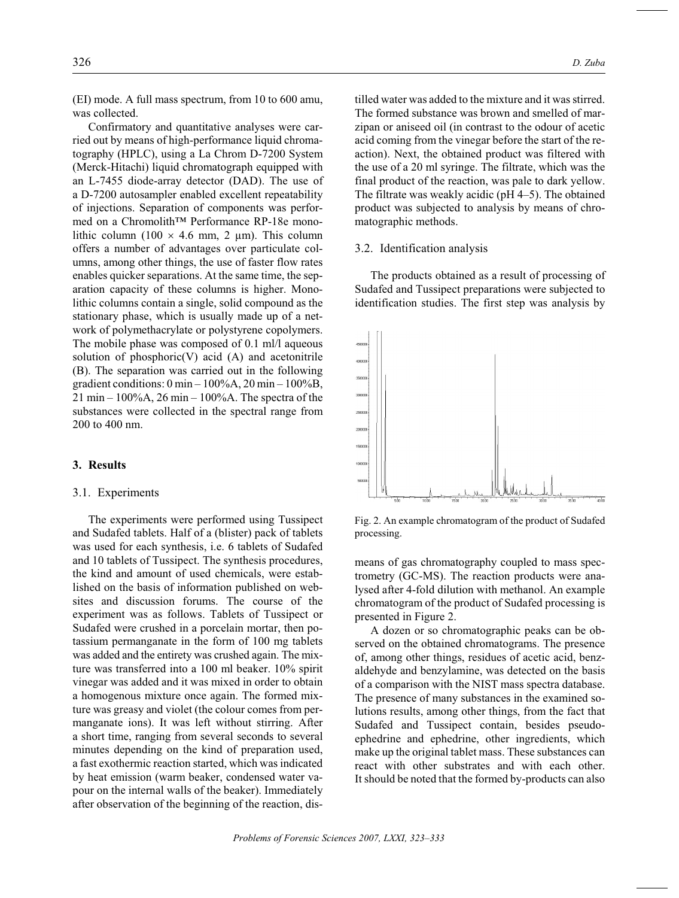(EI) mode. A full mass spectrum, from 10 to 600 amu, was collected.

Confirmatory and quantitative analyses were carried out by means of high-performance liquid chromatography (HPLC), using a La Chrom D-7200 System (Merck-Hitachi) liquid chromatograph equipped with an L-7455 diode-array detector (DAD). The use of a D-7200 autosampler enabled excellent repeatability of injections. Separation of components was performed on a Chromolith™ Performance RP-18e monolithic column (100 × 4.6 mm, 2 μm). This column offers a number of advantages over particulate columns, among other things, the use of faster flow rates enables quicker separations. At the same time, the separation capacity of these columns is higher. Monolithic columns contain a single, solid compound as the stationary phase, which is usually made up of a network of polymethacrylate or polystyrene copolymers. The mobile phase was composed of 0.1 ml/l aqueous solution of phosphoric(V) acid (A) and acetonitrile (B). The separation was carried out in the following gradient conditions: 0 min – 100%A, 20 min – 100%B, 21 min – 100%A, 26 min – 100%A. The spectra of the substances were collected in the spectral range from 200 to 400 nm.

## 3. Results

### 3.1. Experiments

The experiments were performed using Tussipect and Sudafed tablets. Half of a (blister) pack of tablets was used for each synthesis, i.e. 6 tablets of Sudafed and 10 tablets of Tussipect. The synthesis procedures, the kind and amount of used chemicals, were established on the basis of information published on websites and discussion forums. The course of the experiment was as follows. Tablets of Tussipect or Sudafed were crushed in a porcelain mortar, then potassium permanganate in the form of 100 mg tablets was added and the entirety was crushed again. The mixture was transferred into a 100 ml beaker. 10% spirit vinegar was added and it was mixed in order to obtain a homogenous mixture once again. The formed mixture was greasy and violet (the colour comes from permanganate ions). It was left without stirring. After a short time, ranging from several seconds to several minutes depending on the kind of preparation used, a fast exothermic reaction started, which was indicated by heat emission (warm beaker, condensed water vapour on the internal walls of the beaker). Immediately after observation of the beginning of the reaction, distilled water was added to the mixture and it was stirred. The formed substance was brown and smelled of marzipan or aniseed oil (in contrast to the odour of acetic acid coming from the vinegar before the start of the reaction). Next, the obtained product was filtered with the use of a 20 ml syringe. The filtrate, which was the final product of the reaction, was pale to dark yellow. The filtrate was weakly acidic (pH 4–5). The obtained product was subjected to analysis by means of chromatographic methods.

### 3.2. Identification analysis

The products obtained as a result of processing of Sudafed and Tussipect preparations were subjected to identification studies. The first step was analysis by means of gas chromatography coupled to mass spectrometry (GC-MS). The reaction products were analysed after 4-fold dilution with methanol. An example chromatogram of the product of Sudafed processing is presented in Figure 2.

Fig. 2. An example chromatogram of the product of Sudafed processing.

A dozen or so chromatographic peaks can be observed on the obtained chromatograms. The presence of, among other things, residues of acetic acid, benzaldehyde and benzylamine, was detected on the basis of a comparison with the NIST mass spectra database. The presence of many substances in the examined solutions results, among other things, from the fact that Sudafed and Tussipect contain, besides pseudoephedrine and ephedrine, other ingredients, which make up the original tablet mass. These substances can react with other substrates and with each other. It should be noted that the formed by-products can also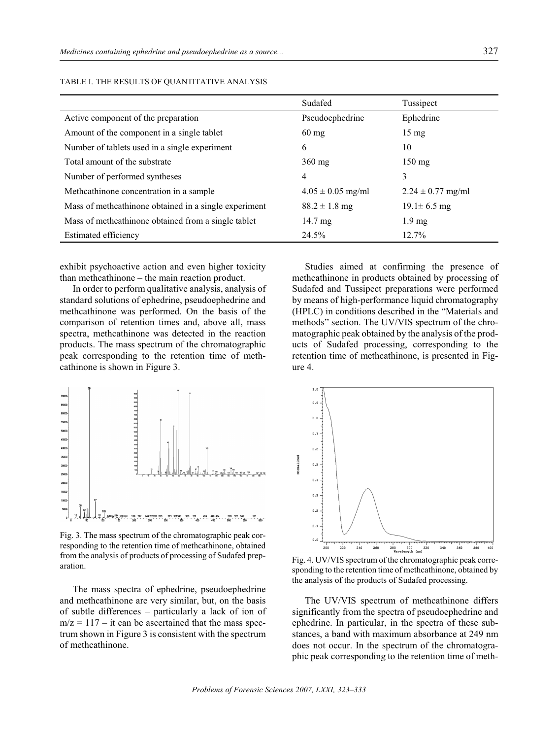TABLE I. THE RESULTS OF QUANTITATIVE ANALYSIS

| | Sudafed | Tussipect |
|---|---|---|
| Active component of the preparation | Pseudoephedrine | Ephedrine |
| Amount of the component in a single tablet | 60 mg | 15 mg |
| Number of tablets used in a single experiment | 6 | 10 |
| Total amount of the substrate | 360 mg | 150 mg |
| Number of performed syntheses | 4 | 3 |
| Methcathinone concentration in a sample | 4.05 ± 0.05 mg/ml | 2.24 ± 0.77 mg/ml |
| Mass of methcathinone obtained in a single experiment | 88.2 ± 1.8 mg | 19.1± 6.5 mg |
| Mass of methcathinone obtained from a single tablet | 14.7 mg | 1.9 mg |
| Estimated efficiency | 24.5% | 12.7% |

exhibit psychoactive action and even higher toxicity than methcathinone – the main reaction product.

In order to perform qualitative analysis, analysis of standard solutions of ephedrine, pseudoephedrine and methcathinone was performed. On the basis of the comparison of retention times and, above all, mass spectra, methcathinone was detected in the reaction products. The mass spectrum of the chromatographic peak corresponding to the retention time of methcathinone is shown in Figure 3.

Fig. 3. The mass spectrum of the chromatographic peak corresponding to the retention time of methcathinone, obtained from the analysis of products of processing of Sudafed preparation.

The mass spectra of ephedrine, pseudoephedrine and methcathinone are very similar, but, on the basis of subtle differences – particularly a lack of ion of $m/z = 117$ – it can be ascertained that the mass spectrum shown in Figure 3 is consistent with the spectrum of methcathinone.

Studies aimed at confirming the presence of methcathinone in products obtained by processing of Sudafed and Tussipect preparations were performed by means of high-performance liquid chromatography (HPLC) in conditions described in the "Materials and methods" section. The UV/VIS spectrum of the chromatographic peak obtained by the analysis of the products of Sudafed processing, corresponding to the retention time of methcathinone, is presented in Figure 4.

Fig. 4. UV/VIS spectrum of the chromatographic peak corresponding to the retention time of methcathinone, obtained by the analysis of the products of Sudafed processing.

The UV/VIS spectrum of methcathinone differs significantly from the spectra of pseudoephedrine and ephedrine. In particular, in the spectra of these substances, a band with maximum absorbance at 249 nm does not occur. In the spectrum of the chromatographic peak corresponding to the retention time of meth-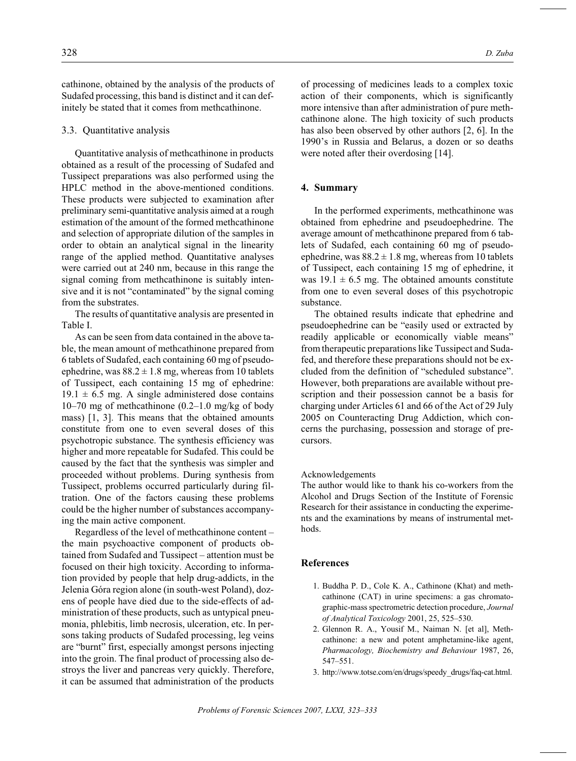cathinone, obtained by the analysis of the products of Sudafed processing, this band is distinct and it can definitely be stated that it comes from methcathinone.

### 3.3. Quantitative analysis

Quantitative analysis of methcathinone in products obtained as a result of the processing of Sudafed and Tussipect preparations was also performed using the HPLC method in the above-mentioned conditions. These products were subjected to examination after preliminary semi-quantitative analysis aimed at a rough estimation of the amount of the formed methcathinone and selection of appropriate dilution of the samples in order to obtain an analytical signal in the linearity range of the applied method. Quantitative analyses were carried out at 240 nm, because in this range the signal coming from methcathinone is suitably intensive and it is not "contaminated" by the signal coming from the substrates.

The results of quantitative analysis are presented in Table I.

As can be seen from data contained in the above table, the mean amount of methcathinone prepared from 6 tablets of Sudafed, each containing 60 mg of pseudoephedrine, was $88.2 \pm 1.8$ mg, whereas from 10 tablets of Tussipect, each containing 15 mg of ephedrine: $19.1 \pm 6.5$ mg. A single administered dose contains 10–70 mg of methcathinone (0.2–1.0 mg/kg of body mass) [1, 3]. This means that the obtained amounts constitute from one to even several doses of this psychotropic substance. The synthesis efficiency was higher and more repeatable for Sudafed. This could be caused by the fact that the synthesis was simpler and proceeded without problems. During synthesis from Tussipect, problems occurred particularly during filtration. One of the factors causing these problems could be the higher number of substances accompanying the main active component.

Regardless of the level of methcathinone content – the main psychoactive component of products obtained from Sudafed and Tussipect – attention must be focused on their high toxicity. According to information provided by people that help drug-addicts, in the Jelenia Góra region alone (in south-west Poland), dozens of people have died due to the side-effects of administration of these products, such as untypical pneumonia, phlebitis, limb necrosis, ulceration, etc. In persons taking products of Sudafed processing, leg veins are "burnt" first, especially amongst persons injecting into the groin. The final product of processing also destroys the liver and pancreas very quickly. Therefore, it can be assumed that administration of the products of processing of medicines leads to a complex toxic action of their components, which is significantly more intensive than after administration of pure methcathinone alone. The high toxicity of such products has also been observed by other authors [2, 6]. In the 1990's in Russia and Belarus, a dozen or so deaths were noted after their overdosing [14].

## 4. Summary

In the performed experiments, methcathinone was obtained from ephedrine and pseudoephedrine. The average amount of methcathinone prepared from 6 tablets of Sudafed, each containing 60 mg of pseudoephedrine, was $88.2 \pm 1.8$ mg, whereas from 10 tablets of Tussipect, each containing 15 mg of ephedrine, it was $19.1 \pm 6.5$ mg. The obtained amounts constitute from one to even several doses of this psychotropic substance.

The obtained results indicate that ephedrine and pseudoephedrine can be "easily used or extracted by readily applicable or economically viable means" from therapeutic preparations like Tussipect and Sudafed, and therefore these preparations should not be excluded from the definition of "scheduled substance". However, both preparations are available without prescription and their possession cannot be a basis for charging under Articles 61 and 66 of the Act of 29 July 2005 on Counteracting Drug Addiction, which concerns the purchasing, possession and storage of precursors.

Acknowledgements

The author would like to thank his co-workers from the Alcohol and Drugs Section of the Institute of Forensic Research for their assistance in conducting the experiments and the examinations by means of instrumental methods.

## References

1. Buddha P. D., Cole K. A., Cathinone (Khat) and methcathinone (CAT) in urine specimens: a gas chromatographic-mass spectrometric detection procedure, *Journal of Analytical Toxicology* 2001, 25, 525–530.
2. Glennon R. A., Yousif M., Naiman N. [et al], Methcathinone: a new and potent amphetamine-like agent, *Pharmacology, Biochemistry and Behaviour* 1987, 26, 547–551.
3. http://www.totse.com/en/drugs/speedy_drugs/faq-cat.html.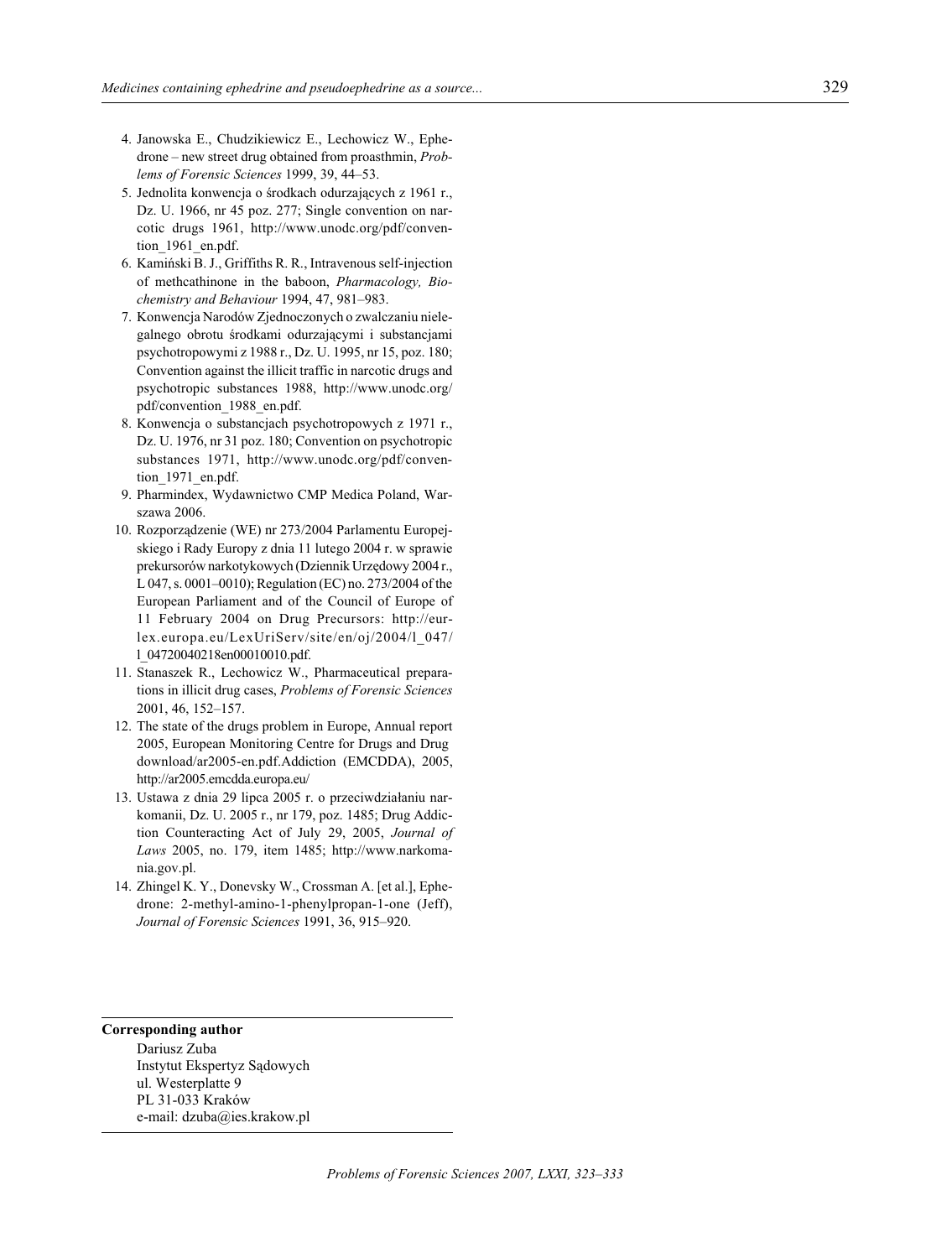4. Janowska E., Chudzikiewicz E., Lechowicz W., Ephedrone – new street drug obtained from proasthmin, *Problems of Forensic Sciences* 1999, 39, 44–53.
5. Jednolita konwencja o środkach odurzających z 1961 r., Dz. U. 1966, nr 45 poz. 277; Single convention on narcotic drugs 1961, http://www.unodc.org/pdf/convention_1961_en.pdf.
6. Kamiński B. J., Griffiths R. R., Intravenous self-injection of methcathinone in the baboon, *Pharmacology, Biochemistry and Behaviour* 1994, 47, 981–983.
7. Konwencja Narodów Zjednoczonych o zwalczaniu nielegalnego obrotu środkami odurzającymi i substancjami psychotropowymi z 1988 r., Dz. U. 1995, nr 15, poz. 180; Convention against the illicit traffic in narcotic drugs and psychotropic substances 1988, http://www.unodc.org/pdf/convention_1988_en.pdf.
8. Konwencja o substancjach psychotropowych z 1971 r., Dz. U. 1976, nr 31 poz. 180; Convention on psychotropic substances 1971, http://www.unodc.org/pdf/convention_1971_en.pdf.
9. Pharmindex, Wydawnictwo CMP Medica Poland, Warszawa 2006.
10. Rozporządzenie (WE) nr 273/2004 Parlamentu Europejskiego i Rady Europy z dnia 11 lutego 2004 r. w sprawie prekursorów narkotykowych (Dziennik Urzędowy 2004 r., L 047, s. 0001–0010); Regulation (EC) no. 273/2004 of the European Parliament and of the Council of Europe of 11 February 2004 on Drug Precursors: http://eur-lex.europa.eu/LexUriServ/site/en/oj/2004/l_047/l_04720040218en00010010.pdf.
11. Stanaszek R., Lechowicz W., Pharmaceutical preparations in illicit drug cases, *Problems of Forensic Sciences* 2001, 46, 152–157.
12. The state of the drugs problem in Europe, Annual report 2005, European Monitoring Centre for Drugs and Drug download/ar2005-en.pdf.Addiction (EMCDDA), 2005, http://ar2005.emcdda.europa.eu/
13. Ustawa z dnia 29 lipca 2005 r. o przeciwdziałaniu narkomanii, Dz. U. 2005 r., nr 179, poz. 1485; Drug Addiction Counteracting Act of July 29, 2005, *Journal of Laws* 2005, no. 179, item 1485; http://www.narkomania.gov.pl.
14. Zhingel K. Y., Donevsky W., Crossman A. [et al.], Ephedrone: 2-methyl-amino-1-phenylpropan-1-one (Jeff), *Journal of Forensic Sciences* 1991, 36, 915–920.

**Corresponding author**

Dariusz Zuba
Instytut Ekspertyz Sądowych
ul. Westerplatte 9
PL 31-033 Kraków
e-mail: dzuba@ies.krakow.pl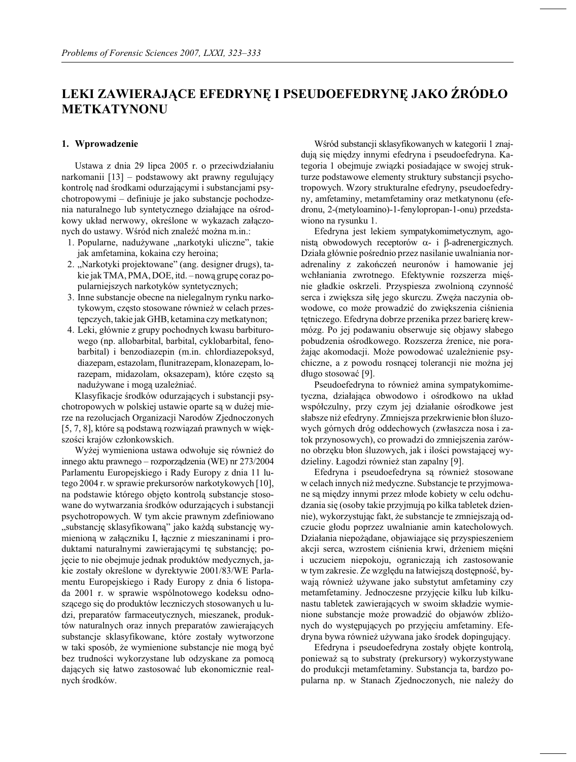# LEKI ZAWIERAJĄCE EFEDRYNĘ I PSEUDOEFEDRYNĘ JAKO ŹRÓDŁO METKATYNONU

## 1. Wprowadzenie

Ustawa z dnia 29 lipca 2005 r. o przeciwdziałaniu narkomanii [13] – podstawowy akt prawny regulujący kontrolę nad środkami odurzającymi i substancjami psychotropowymi – definiuje je jako substancje pochodzenia naturalnego lub syntetycznego działające na ośrodkowy układ nerwowy, określone w wykazach załączonych do ustawy. Wśród nich znaleźć można m.in.:

1. Popularne, nadużywane „narkotyki uliczne", takie jak amfetamina, kokaina czy heroina;
2. „Narkotyki projektowane" (ang. designer drugs), takie jak TMA, PMA, DOE, itd. – nową grupę coraz popularniejszych narkotyków syntetycznych;
3. Inne substancje obecne na nielegalnym rynku narkotykowym, często stosowane również w celach przestępczych, takie jak GHB, ketamina czy metkatynon;
4. Leki, głównie z grupy pochodnych kwasu barbiturowego (np. allobarbital, barbital, cyklobarbital, fenobarbital) i benzodiazepin (m.in. chlordiazepoksyd, diazepam, estazolam, flunitrazepam, klonazepam, lorazepam, midazolam, oksazepam), które często są nadużywane i mogą uzależniać.

Klasyfikacje środków odurzających i substancji psychotropowych w polskiej ustawie oparte są w dużej mierze na rezolucjach Organizacji Narodów Zjednoczonych [5, 7, 8], które są podstawą rozwiązań prawnych w większości krajów członkowskich.

Wyżej wymieniona ustawa odwołuje się również do innego aktu prawnego – rozporządzenia (WE) nr 273/2004 Parlamentu Europejskiego i Rady Europy z dnia 11 lutego 2004 r. w sprawie prekursorów narkotykowych [10], na podstawie którego objęto kontrolą substancje stosowane do wytwarzania środków odurzających i substancji psychotropowych. W tym akcie prawnym zdefiniowano „substancję sklasyfikowaną" jako każdą substancję wymienioną w załączniku I, łącznie z mieszaninami i produktami naturalnymi zawierającymi tę substancję; pojęcie to nie obejmuje jednak produktów medycznych, jakie zostały określone w dyrektywie 2001/83/WE Parlamentu Europejskiego i Rady Europy z dnia 6 listopada 2001 r. w sprawie wspólnotowego kodeksu odnoszącego się do produktów leczniczych stosowanych u ludzi, preparatów farmaceutycznych, mieszanek, produktów naturalnych oraz innych preparatów zawierających substancje sklasyfikowane, które zostały wytworzone w taki sposób, że wymienione substancje nie mogą być bez trudności wykorzystane lub odzyskane za pomocą dających się łatwo zastosować lub ekonomicznie realnych środków.

Wśród substancji sklasyfikowanych w kategorii 1 znajdują się między innymi efedryna i pseudoefedryna. Kategoria 1 obejmuje związki posiadające w swojej strukturze podstawowe elementy struktury substancji psychotropowych. Wzory strukturalne efedryny, pseudoefedryny, amfetaminy, metamfetaminy oraz metkatynonu (efedronu, 2-(metyloamino)-1-fenylopropan-1-onu) przedstawiono na rysunku 1.

Efedryna jest lekiem sympatykomimetycznym, agonistą obwodowych receptorów $\alpha$- i $\beta$-adrenergicznych. Działa głównie pośrednio przez nasilanie uwalniania noradrenaliny z zakończeń neuronów i hamowanie jej wchłaniania zwrotnego. Efektywnie rozszerza mięśnie gładkie oskrzeli. Przyspiesza zwolnioną czynność serca i zwiększa siłę jego skurczu. Zwęża naczynia obwodowe, co może prowadzić do zwiększenia ciśnienia tętniczego. Efedryna dobrze przenika przez barierę krew-mózg. Po jej podawaniu obserwuje się objawy słabego pobudzenia ośrodkowego. Rozszerza źrenice, nie porażając akomodacji. Może powodować uzależnienie psychiczne, a z powodu rosnącej tolerancji nie można jej długo stosować [9].

Pseudoefedryna to również amina sympatykomimetyczna, działająca obwodowo i ośrodkowo na układ współczulny, przy czym jej działanie ośrodkowe jest słabsze niż efedryny. Zmniejsza przekrwienie błon śluzowych górnych dróg oddechowych (zwłaszcza nosa i zatok przynosowych), co prowadzi do zmniejszenia zarówno obrzęku błon śluzowych, jak i ilości powstającej wydzieliny. Łagodzi również stan zapalny [9].

Efedryna i pseudoefedryna są również stosowane w celach innych niż medyczne. Substancje te przyjmowane są między innymi przez młode kobiety w celu odchudzania się (osoby takie przyjmują po kilka tabletek dziennie), wykorzystując fakt, że substancje te zmniejszają odczucie głodu poprzez uwalnianie amin katecholowych. Działania niepożądane, objawiające się przyspieszeniem akcji serca, wzrostem ciśnienia krwi, drżeniem mięśni i uczuciem niepokoju, ograniczają ich zastosowanie w tym zakresie. Ze względu na łatwiejszą dostępność, bywają również używane jako substytut amfetaminy czy metamfetaminy. Jednoczesne przyjęcie kilku lub kilkunastu tabletek zawierających w swoim składzie wymienione substancje może prowadzić do objawów zbliżonych do występujących po przyjęciu amfetaminy. Efedryna bywa również używana jako środek dopingujący.

Efedryna i pseudoefedryna zostały objęte kontrolą, ponieważ są to substraty (prekursory) wykorzystywane do produkcji metamfetaminy. Substancja ta, bardzo popularna np. w Stanach Zjednoczonych, nie należy do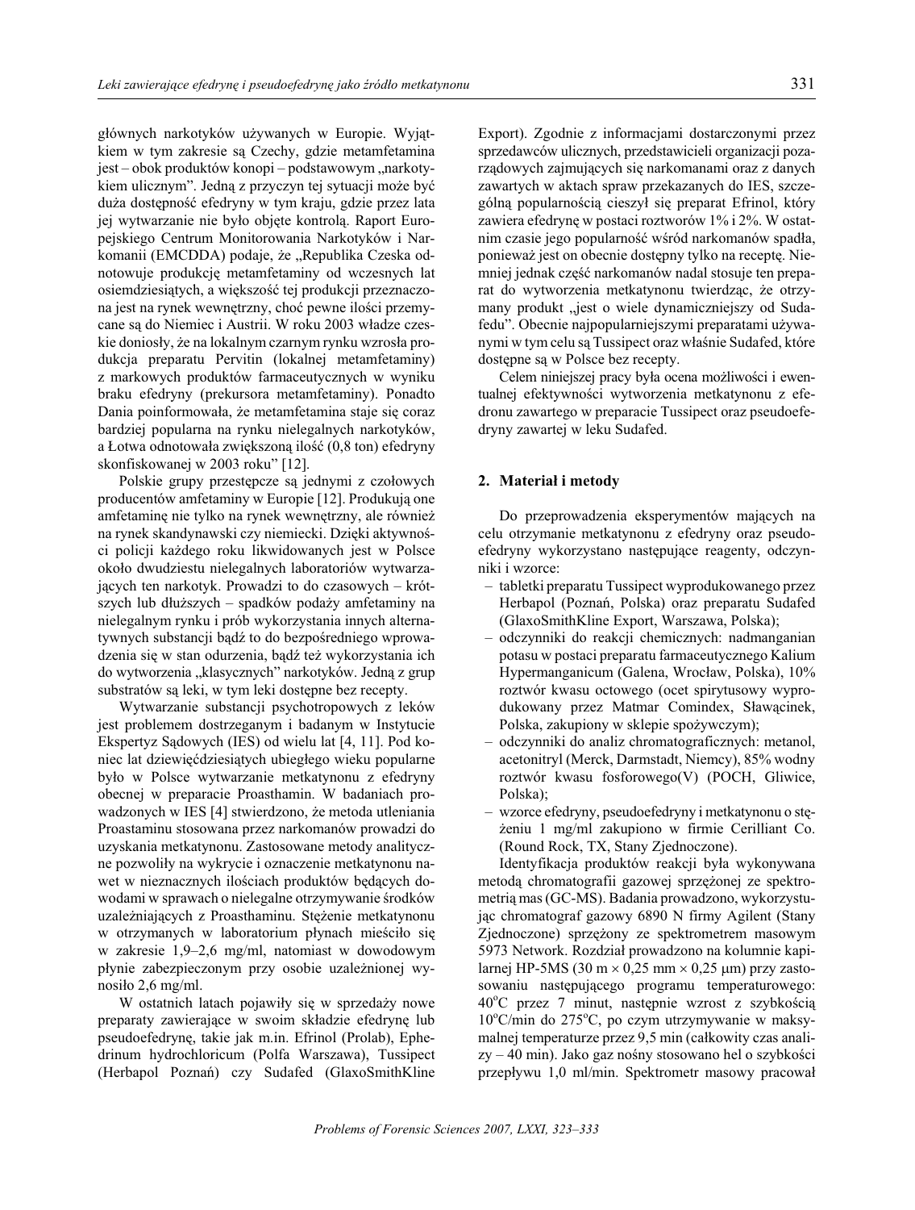głównych narkotyków używanych w Europie. Wyjątkiem w tym zakresie są Czechy, gdzie metamfetamina jest – obok produktów konopi – podstawowym „narkotykiem ulicznym". Jedną z przyczyn tej sytuacji może być duża dostępność efedryny w tym kraju, gdzie przez lata jej wytwarzanie nie było objęte kontrolą. Raport Europejskiego Centrum Monitorowania Narkotyków i Narkomanii (EMCDDA) podaje, że „Republika Czeska odnotowuje produkcję metamfetaminy od wczesnych lat osiemdziesiątych, a większość tej produkcji przeznaczona jest na rynek wewnętrzny, choć pewne ilości przemycane są do Niemiec i Austrii. W roku 2003 władze czeskie doniosły, że na lokalnym czarnym rynku wzrosła produkcja preparatu Pervitin (lokalnej metamfetaminy) z markowych produktów farmaceutycznych w wyniku braku efedryny (prekursora metamfetaminy). Ponadto Dania poinformowała, że metamfetamina staje się coraz bardziej popularna na rynku nielegalnych narkotyków, a Łotwa odnotowała zwiększoną ilość (0,8 ton) efedryny skonfiskowanej w 2003 roku" [12].

Polskie grupy przestępcze są jednymi z czołowych producentów amfetaminy w Europie [12]. Produkują one amfetaminę nie tylko na rynek wewnętrzny, ale również na rynek skandynawski czy niemiecki. Dzięki aktywności policji każdego roku likwidowanych jest w Polsce około dwudziestu nielegalnych laboratoriów wytwarzających ten narkotyk. Prowadzi to do czasowych – krótszych lub dłuższych – spadków podaży amfetaminy na nielegalnym rynku i prób wykorzystania innych alternatywnych substancji bądź to do bezpośredniego wprowadzenia się w stan odurzenia, bądź też wykorzystania ich do wytworzenia „klasycznych" narkotyków. Jedną z grup substratów są leki, w tym leki dostępne bez recepty.

Wytwarzanie substancji psychotropowych z leków jest problemem dostrzeganym i badanym w Instytucie Ekspertyz Sądowych (IES) od wielu lat [4, 11]. Pod koniec lat dziewięćdziesiątych ubiegłego wieku popularne było w Polsce wytwarzanie metkatynonu z efedryny obecnej w preparacie Proasthamin. W badaniach prowadzonych w IES [4] stwierdzono, że metoda utleniania Proastaminu stosowana przez narkomanów prowadzi do uzyskania metkatynonu. Zastosowane metody analityczne pozwoliły na wykrycie i oznaczenie metkatynonu nawet w nieznacznych ilościach produktów będących dowodami w sprawach o nielegalne otrzymywanie środków uzależniających z Proasthaminu. Stężenie metkatynonu w otrzymanych w laboratorium płynach mieściło się w zakresie 1,9–2,6 mg/ml, natomiast w dowodowym płynie zabezpieczonym przy osobie uzależnionej wynosiło 2,6 mg/ml.

W ostatnich latach pojawiły się w sprzedaży nowe preparaty zawierające w swoim składzie efedrynę lub pseudoefedrynę, takie jak m.in. Efrinol (Prolab), Ephedrinum hydrochloricum (Polfa Warszawa), Tussipect (Herbapol Poznań) czy Sudafed (GlaxoSmithKline Export). Zgodnie z informacjami dostarczonymi przez sprzedawców ulicznych, przedstawicieli organizacji pozarządowych zajmujących się narkomanami oraz z danych zawartych w aktach spraw przekazanych do IES, szczególną popularnością cieszył się preparat Efrinol, który zawiera efedrynę w postaci roztworów 1% i 2%. W ostatnim czasie jego popularność wśród narkomanów spadła, ponieważ jest on obecnie dostępny tylko na receptę. Niemniej jednak część narkomanów nadal stosuje ten preparat do wytworzenia metkatynonu twierdząc, że otrzymany produkt „jest o wiele dynamiczniejszy od Sudafedu". Obecnie najpopularniejszymi preparatami używanymi w tym celu są Tussipect oraz właśnie Sudafed, które dostępne są w Polsce bez recepty.

Celem niniejszej pracy była ocena możliwości i ewentualnej efektywności wytworzenia metkatynonu z efedronu zawartego w preparacie Tussipect oraz pseudoefedryny zawartej w leku Sudafed.

## 2. Materiał i metody

Do przeprowadzenia eksperymentów mających na celu otrzymanie metkatynonu z efedryny oraz pseudoefedryny wykorzystano następujące reagenty, odczynniki i wzorce:

- tabletki preparatu Tussipect wyprodukowanego przez Herbapol (Poznań, Polska) oraz preparatu Sudafed (GlaxoSmithKline Export, Warszawa, Polska);
- odczynniki do reakcji chemicznych: nadmanganian potasu w postaci preparatu farmaceutycznego Kalium Hypermanganicum (Galena, Wrocław, Polska), 10% roztwór kwasu octowego (ocet spirytusowy wyprodukowany przez Matmar Comindex, Sławącinek, Polska, zakupiony w sklepie spożywczym);
- odczynniki do analiz chromatograficznych: metanol, acetonitryl (Merck, Darmstadt, Niemcy), 85% wodny roztwór kwasu fosforowego(V) (POCH, Gliwice, Polska);
- wzorce efedryny, pseudoefedryny i metkatynonu o stężeniu 1 mg/ml zakupiono w firmie Cerilliant Co. (Round Rock, TX, Stany Zjednoczone).

Identyfikacja produktów reakcji była wykonywana metodą chromatografii gazowej sprzężonej ze spektrometrią mas (GC-MS). Badania prowadzono, wykorzystując chromatograf gazowy 6890 N firmy Agilent (Stany Zjednoczone) sprzężony ze spektrometrem masowym 5973 Network. Rozdział prowadzono na kolumnie kapilarnej HP-5MS (30 m × 0,25 mm × 0,25 μm) przy zastosowaniu następującego programu temperaturowego: 40°C przez 7 minut, następnie wzrost z szybkością 10°C/min do 275°C, po czym utrzymywanie w maksymalnej temperaturze przez 9,5 min (całkowity czas analizy – 40 min). Jako gaz nośny stosowano hel o szybkości przepływu 1,0 ml/min. Spektrometr masowy pracował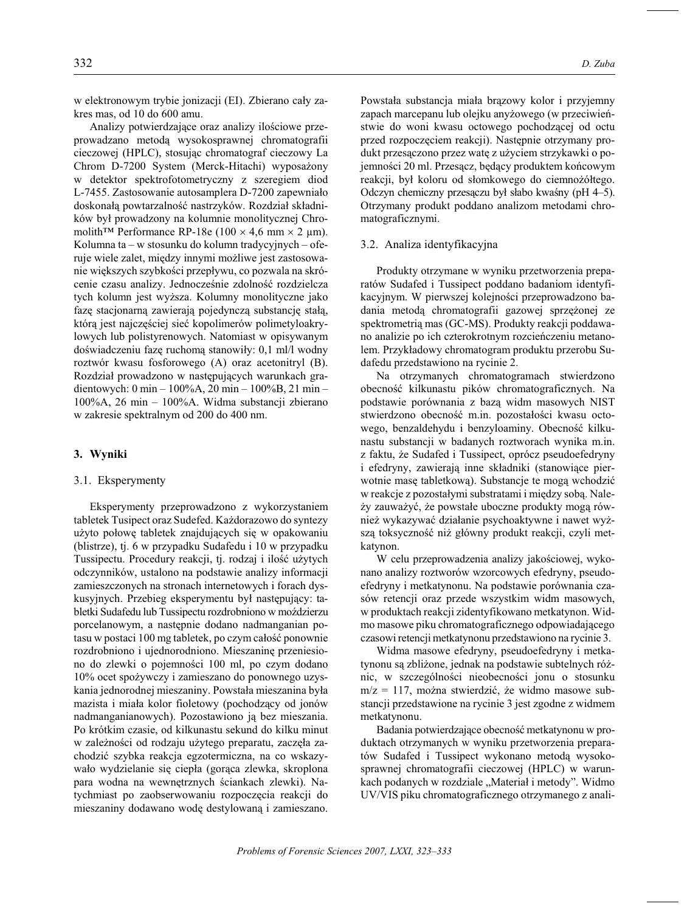w elektronowym trybie jonizacji (EI). Zbierano cały zakres mas, od 10 do 600 amu.

Analizy potwierdzające oraz analizy ilościowe przeprowadzano metodą wysokosprawnej chromatografii cieczowej (HPLC), stosując chromatograf cieczowy La Chrom D-7200 System (Merck-Hitachi) wyposażony w detektor spektrofotometryczny z szeregiem diod L-7455. Zastosowanie autosamplera D-7200 zapewniało doskonałą powtarzalność nastrzyków. Rozdział składników był prowadzony na kolumnie monolitycznej Chromolith™ Performance RP-18e (100 × 4,6 mm × 2 μm). Kolumna ta – w stosunku do kolumn tradycyjnych – oferuje wiele zalet, między innymi możliwe jest zastosowanie większych szybkości przepływu, co pozwala na skrócenie czasu analizy. Jednocześnie zdolność rozdzielcza tych kolumn jest wyższa. Kolumny monolityczne jako fazę stacjonarną zawierają pojedynczą substancję stałą, którą jest najczęściej sieć kopolimerów polimetyloakrylowych lub polistyrenowych. Natomiast w opisywanym doświadczeniu fazę ruchomą stanowiły: 0,1 ml/l wodny roztwór kwasu fosforowego (A) oraz acetonitryl (B). Rozdział prowadzono w następujących warunkach gradientowych: 0 min – 100%A, 20 min – 100%B, 21 min – 100%A, 26 min – 100%A. Widma substancji zbierano w zakresie spektralnym od 200 do 400 nm.

## 3. Wyniki

### 3.1. Eksperymenty

Eksperymenty przeprowadzono z wykorzystaniem tabletek Tusipect oraz Sudefed. Każdorazowo do syntezy użyto połowę tabletek znajdujących się w opakowaniu (blistrze), tj. 6 w przypadku Sudafedu i 10 w przypadku Tussipectu. Procedury reakcji, tj. rodzaj i ilość użytych odczynników, ustalono na podstawie analizy informacji zamieszczonych na stronach internetowych i forach dyskusyjnych. Przebieg eksperymentu był następujący: tabletki Sudafedu lub Tussipectu rozdrobniono w moździerzu porcelanowym, a następnie dodano nadmanganian potasu w postaci 100 mg tabletek, po czym całość ponownie rozdrobniono i ujednorodniono. Mieszaninę przeniesiono do zlewki o pojemności 100 ml, po czym dodano 10% ocet spożywczy i zamieszano do ponownego uzyskania jednorodnej mieszaniny. Powstała mieszanina była mazista i miała kolor fioletowy (pochodzący od jonów nadmanganianowych). Pozostawiono ją bez mieszania. Po krótkim czasie, od kilkunastu sekund do kilku minut w zależności od rodzaju użytego preparatu, zaczęła zachodzić szybka reakcja egzotermiczna, na co wskazywało wydzielanie się ciepła (gorąca zlewka, skroplona para wodna na wewnętrznych ściankach zlewki). Natychmiast po zaobserwowaniu rozpoczęcia reakcji do mieszaniny dodawano wodę destylowaną i zamieszano. Powstała substancja miała brązowy kolor i przyjemny zapach marcepanu lub olejku anyżowego (w przeciwieństwie do woni kwasu octowego pochodzącej od octu przed rozpoczęciem reakcji). Następnie otrzymany produkt przesączono przez watę z użyciem strzykawki o pojemności 20 ml. Przesącz, będący produktem końcowym reakcji, był koloru od słomkowego do ciemnożółtego. Odczyn chemiczny przesączu był słabo kwaśny (pH 4–5). Otrzymany produkt poddano analizom metodami chromatograficznymi.

### 3.2. Analiza identyfikacyjna

Produkty otrzymane w wyniku przetworzenia preparatów Sudafed i Tussipect poddano badaniom identyfikacyjnym. W pierwszej kolejności przeprowadzono badania metodą chromatografii gazowej sprzężonej ze spektrometrią mas (GC-MS). Produkty reakcji poddawano analizie po ich czterokrotnym rozcieńczeniu metanolem. Przykładowy chromatogram produktu przerobu Sudafedu przedstawiono na rycinie 2.

Na otrzymanych chromatogramach stwierdzono obecność kilkunastu pików chromatograficznych. Na podstawie porównania z bazą widm masowych NIST stwierdzono obecność m.in. pozostałości kwasu octowego, benzaldehydu i benzyloaminy. Obecność kilkunastu substancji w badanych roztworach wynika m.in. z faktu, że Sudafed i Tussipect, oprócz pseudoefedryny i efedryny, zawierają inne składniki (stanowiące pierwotnie masę tabletkową). Substancje te mogą wchodzić w reakcje z pozostałymi substratami i między sobą. Należy zauważyć, że powstałe uboczne produkty mogą również wykazywać działanie psychoaktywne i nawet wyższą toksyczność niż główny produkt reakcji, czyli metkatynon.

W celu przeprowadzenia analizy jakościowej, wykonano analizy roztworów wzorcowych efedryny, pseudoefedryny i metkatynonu. Na podstawie porównania czasów retencji oraz przede wszystkim widm masowych, w produktach reakcji zidentyfikowano metkatynon. Widmo masowe piku chromatograficznego odpowiadającego czasowi retencji metkatynonu przedstawiono na rycinie 3.

Widma masowe efedryny, pseudoefedryny i metkatynonu są zbliżone, jednak na podstawie subtelnych różnic, w szczególności nieobecności jonu o stosunku $m/z$ = 117, można stwierdzić, że widmo masowe substancji przedstawione na rycinie 3 jest zgodne z widmem metkatynonu.

Badania potwierdzające obecność metkatynonu w produktach otrzymanych w wyniku przetworzenia preparatów Sudafed i Tussipect wykonano metodą wysokosprawnej chromatografii cieczowej (HPLC) w warunkach podanych w rozdziale „Materiał i metody". Widmo UV/VIS piku chromatograficznego otrzymanego z anali-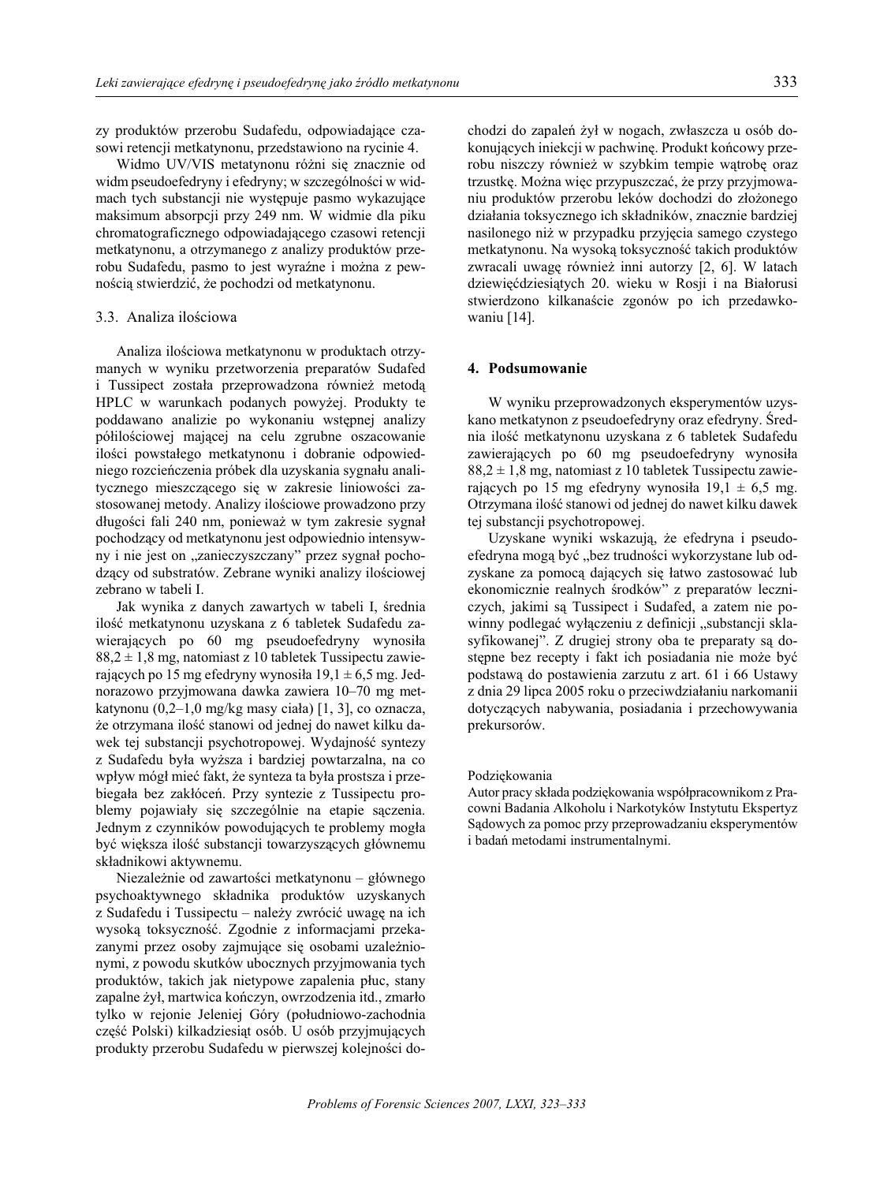zy produktów przerobu Sudafedu, odpowiadające czasowi retencji metkatynonu, przedstawiono na rycinie 4.

Widmo UV/VIS metatynonu różni się znacznie od widm pseudoefedryny i efedryny; w szczególności w widmach tych substancji nie występuje pasmo wykazujące maksimum absorpcji przy 249 nm. W widmie dla piku chromatograficznego odpowiadającego czasowi retencji metkatynonu, a otrzymanego z analizy produktów przerobu Sudafedu, pasmo to jest wyraźne i można z pewnością stwierdzić, że pochodzi od metkatynonu.

### 3.3. Analiza ilościowa

Analiza ilościowa metkatynonu w produktach otrzymanych w wyniku przetworzenia preparatów Sudafed i Tussipect została przeprowadzona również metodą HPLC w warunkach podanych powyżej. Produkty te poddawano analizie po wykonaniu wstępnej analizy półilościowej mającej na celu zgrubne oszacowanie ilości powstałego metkatynonu i dobranie odpowiedniego rozcieńczenia próbek dla uzyskania sygnału analitycznego mieszczącego się w zakresie liniowości zastosowanej metody. Analizy ilościowe prowadzono przy długości fali 240 nm, ponieważ w tym zakresie sygnał pochodzący od metkatynonu jest odpowiednio intensywny i nie jest on „zanieczyszczany" przez sygnał pochodzący od substratów. Zebrane wyniki analizy ilościowej zebrano w tabeli I.

Jak wynika z danych zawartych w tabeli I, średnia ilość metkatynonu uzyskana z 6 tabletek Sudafedu zawierających po 60 mg pseudoefedryny wynosiła $88{,}2 \pm 1{,}8$ mg, natomiast z 10 tabletek Tussipectu zawierających po 15 mg efedryny wynosiła $19{,}1 \pm 6{,}5$ mg. Jednorazowo przyjmowana dawka zawiera 10–70 mg metkatynonu (0,2–1,0 mg/kg masy ciała) [1, 3], co oznacza, że otrzymana ilość stanowi od jednej do nawet kilku dawek tej substancji psychotropowej. Wydajność syntezy z Sudafedu była wyższa i bardziej powtarzalna, na co wpływ mógł mieć fakt, że synteza ta była prostsza i przebiegała bez zakłóceń. Przy syntezie z Tussipectu problemy pojawiały się szczególnie na etapie sączenia. Jednym z czynników powodujących te problemy mogła być większa ilość substancji towarzyszących głównemu składnikowi aktywnemu.

Niezależnie od zawartości metkatynonu – głównego psychoaktywnego składnika produktów uzyskanych z Sudafedu i Tussipectu – należy zwrócić uwagę na ich wysoką toksyczność. Zgodnie z informacjami przekazanymi przez osoby zajmujące się osobami uzależnionymi, z powodu skutków ubocznych przyjmowania tych produktów, takich jak nietypowe zapalenia płuc, stany zapalne żył, martwica kończyn, owrzodzenia itd., zmarło tylko w rejonie Jeleniej Góry (południowo-zachodnia część Polski) kilkadziesiąt osób. U osób przyjmujących produkty przerobu Sudafedu w pierwszej kolejności dochodzi do zapaleń żył w nogach, zwłaszcza u osób dokonujących iniekcji w pachwinę. Produkt końcowy przerobu niszczy również w szybkim tempie wątrobę oraz trzustkę. Można więc przypuszczać, że przy przyjmowaniu produktów przerobu leków dochodzi do złożonego działania toksycznego ich składników, znacznie bardziej nasilonego niż w przypadku przyjęcia samego czystego metkatynonu. Na wysoką toksyczność takich produktów zwracali uwagę również inni autorzy [2, 6]. W latach dziewięćdziesiątych 20. wieku w Rosji i na Białorusi stwierdzono kilkanaście zgonów po ich przedawkowaniu [14].

## 4. Podsumowanie

W wyniku przeprowadzonych eksperymentów uzyskano metkatynon z pseudoefedryny oraz efedryny. Średnia ilość metkatynonu uzyskana z 6 tabletek Sudafedu zawierających po 60 mg pseudoefedryny wynosiła $88{,}2 \pm 1{,}8$ mg, natomiast z 10 tabletek Tussipectu zawierających po 15 mg efedryny wynosiła $19{,}1 \pm 6{,}5$ mg. Otrzymana ilość stanowi od jednej do nawet kilku dawek tej substancji psychotropowej.

Uzyskane wyniki wskazują, że efedryna i pseudoefedryna mogą być „bez trudności wykorzystane lub odzyskane za pomocą dających się łatwo zastosować lub ekonomicznie realnych środków" z preparatów leczniczych, jakimi są Tussipect i Sudafed, a zatem nie powinny podlegać wyłączeniu z definicji „substancji sklasyfikowanej". Z drugiej strony oba te preparaty są dostępne bez recepty i fakt ich posiadania nie może być podstawą do postawienia zarzutu z art. 61 i 66 Ustawy z dnia 29 lipca 2005 roku o przeciwdziałaniu narkomanii dotyczących nabywania, posiadania i przechowywania prekursorów.

Podziękowania

Autor pracy składa podziękowania współpracownikom z Pracowni Badania Alkoholu i Narkotyków Instytutu Ekspertyz Sądowych za pomoc przy przeprowadzaniu eksperymentów i badań metodami instrumentalnymi.